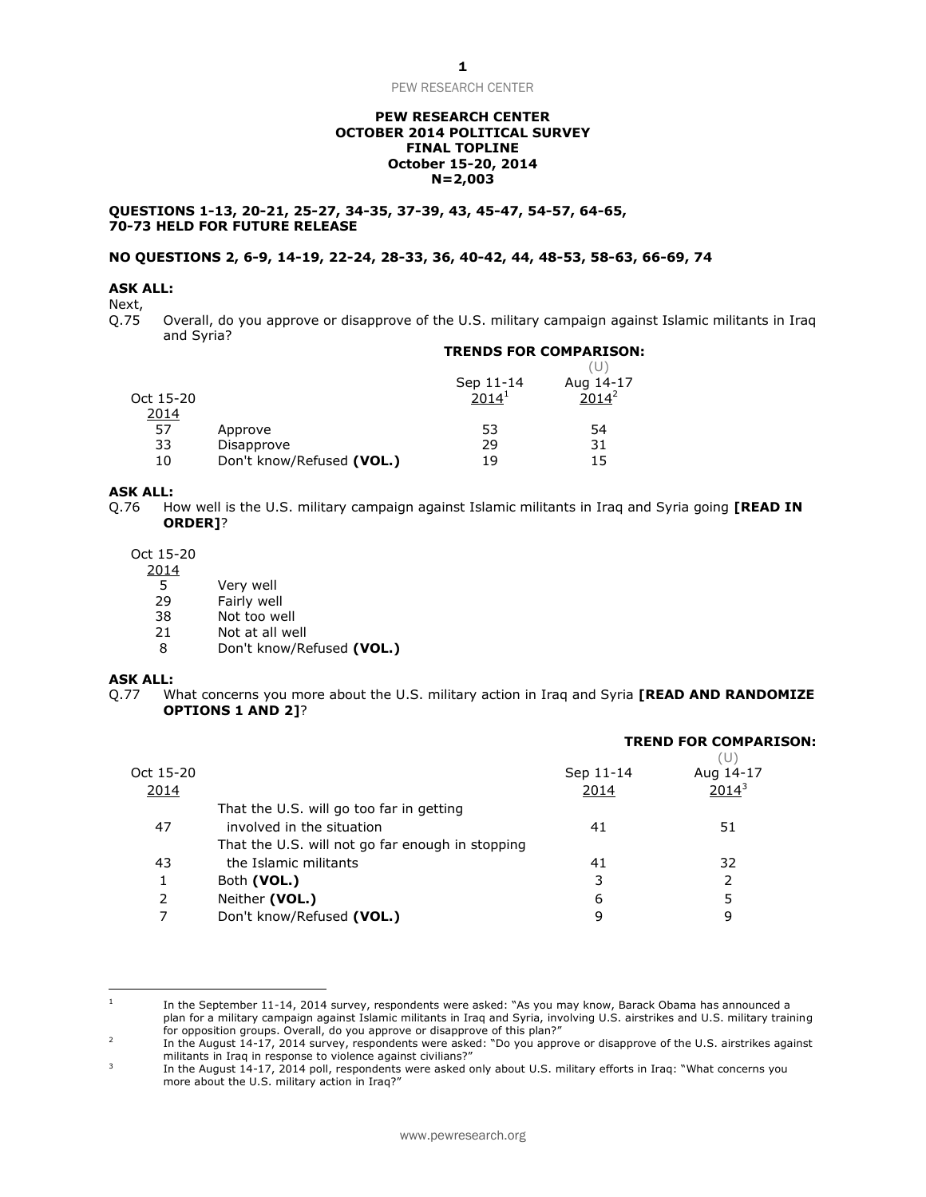**PEW RESEARCH CENTER**
**OCTOBER 2014 POLITICAL SURVEY**
**FINAL TOPLINE**
**October 15-20, 2014**
**N=2,003**

**QUESTIONS 1-13, 20-21, 25-27, 34-35, 37-39, 43, 45-47, 54-57, 64-65, 70-73 HELD FOR FUTURE RELEASE**

**NO QUESTIONS 2, 6-9, 14-19, 22-24, 28-33, 36, 40-42, 44, 48-53, 58-63, 66-69, 74**

**ASK ALL:**
Next,
Q.75 Overall, do you approve or disapprove of the U.S. military campaign against Islamic militants in Iraq and Syria?

| Oct 15-20 2014 | | TRENDS FOR COMPARISON: Sep 11-14 2014[1] | (U) Aug 14-17 2014[2] |
|---|---|---|---|
| 57 | Approve | 53 | 54 |
| 33 | Disapprove | 29 | 31 |
| 10 | Don't know/Refused **(VOL.)** | 19 | 15 |

**ASK ALL:**
Q.76 How well is the U.S. military campaign against Islamic militants in Iraq and Syria going **[READ IN ORDER]**?

| Oct 15-20 2014 | |
|---|---|
| 5 | Very well |
| 29 | Fairly well |
| 38 | Not too well |
| 21 | Not at all well |
| 8 | Don't know/Refused **(VOL.)** |

**ASK ALL:**
Q.77 What concerns you more about the U.S. military action in Iraq and Syria **[READ AND RANDOMIZE OPTIONS 1 AND 2]**?

| Oct 15-20 2014 | | TREND FOR COMPARISON: Sep 11-14 2014 | (U) Aug 14-17 2014[3] |
|---|---|---|---|
| 47 | That the U.S. will go too far in getting involved in the situation | 41 | 51 |
| 43 | That the U.S. will not go far enough in stopping the Islamic militants | 41 | 32 |
| 1 | Both **(VOL.)** | 3 | 2 |
| 2 | Neither **(VOL.)** | 6 | 5 |
| 7 | Don't know/Refused **(VOL.)** | 9 | 9 |

---

[1] In the September 11-14, 2014 survey, respondents were asked: "As you may know, Barack Obama has announced a plan for a military campaign against Islamic militants in Iraq and Syria, involving U.S. airstrikes and U.S. military training for opposition groups. Overall, do you approve or disapprove of this plan?"

[2] In the August 14-17, 2014 survey, respondents were asked: "Do you approve or disapprove of the U.S. airstrikes against militants in Iraq in response to violence against civilians?"

[3] In the August 14-17, 2014 poll, respondents were asked only about U.S. military efforts in Iraq: "What concerns you more about the U.S. military action in Iraq?"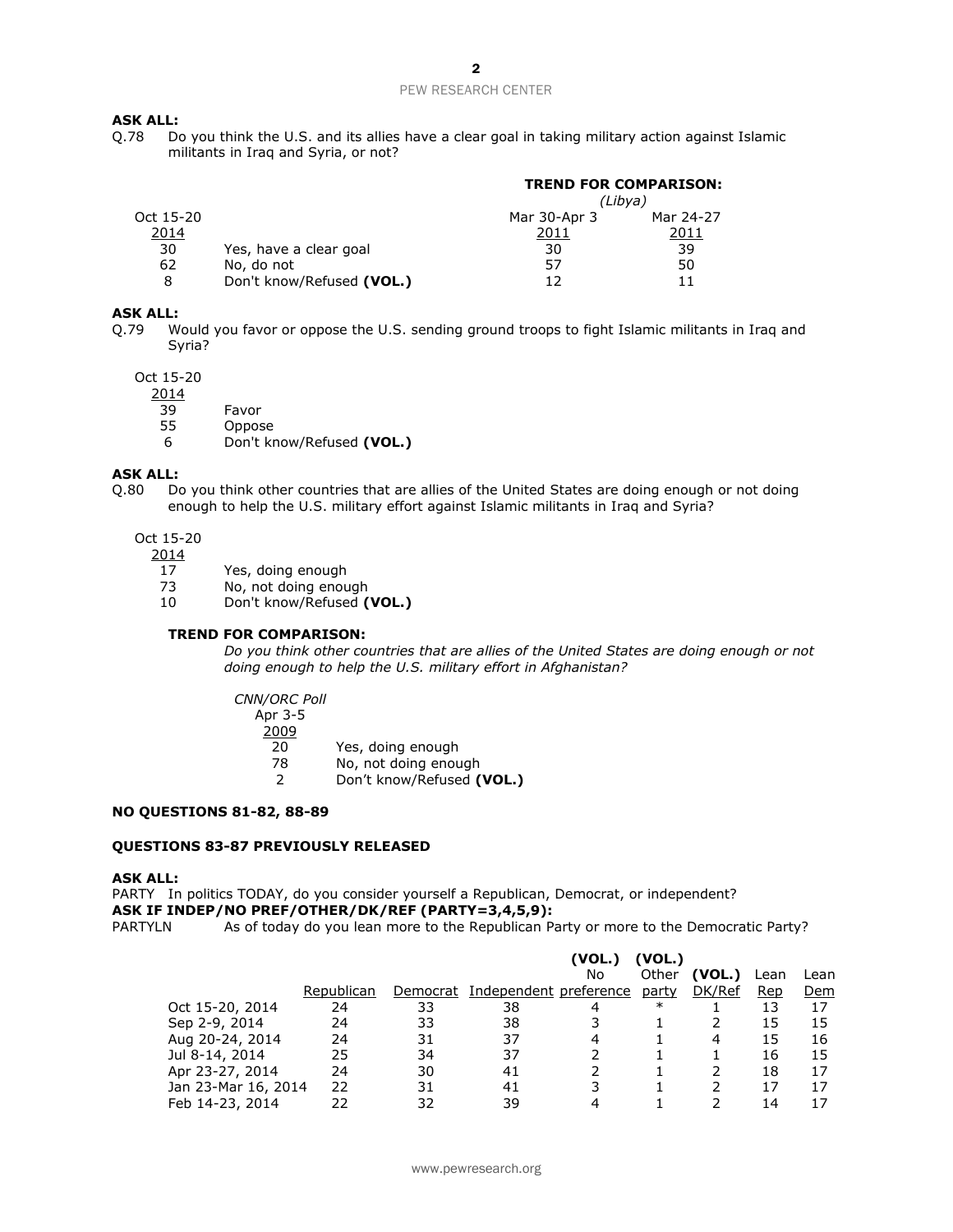**ASK ALL:**

Q.78 Do you think the U.S. and its allies have a clear goal in taking military action against Islamic militants in Iraq and Syria, or not?

| Oct 15-20 2014 | | TREND FOR COMPARISON: (Libya) Mar 30-Apr 3 2011 | Mar 24-27 2011 |
|---|---|---|---|
| 30 | Yes, have a clear goal | 30 | 39 |
| 62 | No, do not | 57 | 50 |
| 8 | Don't know/Refused **(VOL.)** | 12 | 11 |

**ASK ALL:**

Q.79 Would you favor or oppose the U.S. sending ground troops to fight Islamic militants in Iraq and Syria?

| Oct 15-20 2014 | |
|---|---|
| 39 | Favor |
| 55 | Oppose |
| 6 | Don't know/Refused **(VOL.)** |

**ASK ALL:**

Q.80 Do you think other countries that are allies of the United States are doing enough or not doing enough to help the U.S. military effort against Islamic militants in Iraq and Syria?

| Oct 15-20 2014 | |
|---|---|
| 17 | Yes, doing enough |
| 73 | No, not doing enough |
| 10 | Don't know/Refused **(VOL.)** |

**TREND FOR COMPARISON:**

*Do you think other countries that are allies of the United States are doing enough or not doing enough to help the U.S. military effort in Afghanistan?*

| *CNN/ORC Poll* Apr 3-5 2009 | |
|---|---|
| 20 | Yes, doing enough |
| 78 | No, not doing enough |
| 2 | Don't know/Refused **(VOL.)** |

**NO QUESTIONS 81-82, 88-89**

**QUESTIONS 83-87 PREVIOUSLY RELEASED**

**ASK ALL:**

PARTY In politics TODAY, do you consider yourself a Republican, Democrat, or independent?

**ASK IF INDEP/NO PREF/OTHER/DK/REF (PARTY=3,4,5,9):**

PARTYLN As of today do you lean more to the Republican Party or more to the Democratic Party?

| | Republican | Democrat | Independent | (VOL.) No preference | (VOL.) Other party | (VOL.) DK/Ref | Lean Rep | Lean Dem |
|---|---|---|---|---|---|---|---|---|
| Oct 15-20, 2014 | 24 | 33 | 38 | 4 | * | 1 | 13 | 17 |
| Sep 2-9, 2014 | 24 | 33 | 38 | 3 | 1 | 2 | 15 | 15 |
| Aug 20-24, 2014 | 24 | 31 | 37 | 4 | 1 | 4 | 15 | 16 |
| Jul 8-14, 2014 | 25 | 34 | 37 | 2 | 1 | 1 | 16 | 15 |
| Apr 23-27, 2014 | 24 | 30 | 41 | 2 | 1 | 2 | 18 | 17 |
| Jan 23-Mar 16, 2014 | 22 | 31 | 41 | 3 | 1 | 2 | 17 | 17 |
| Feb 14-23, 2014 | 22 | 32 | 39 | 4 | 1 | 2 | 14 | 17 |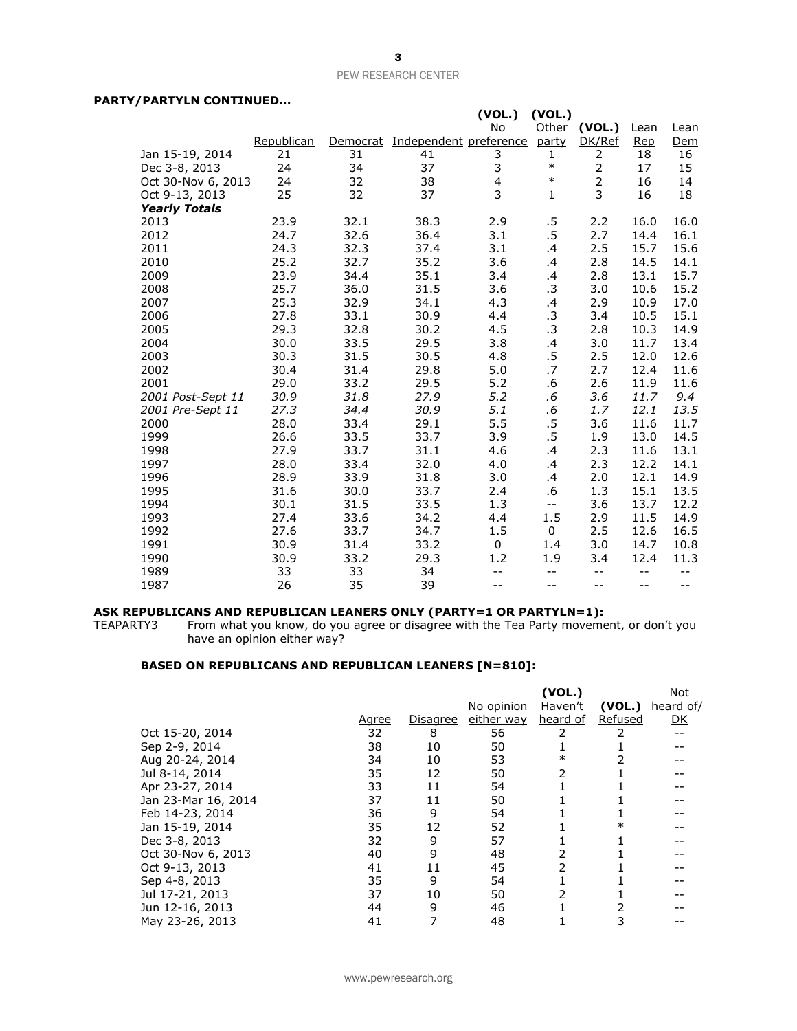**PARTY/PARTYLN CONTINUED...**

| | Republican | Democrat | Independent | (VOL.) No preference | (VOL.) Other party | (VOL.) DK/Ref | Lean Rep | Lean Dem |
|---|---|---|---|---|---|---|---|---|
| Jan 15-19, 2014 | 21 | 31 | 41 | 3 | 1 | 2 | 18 | 16 |
| Dec 3-8, 2013 | 24 | 34 | 37 | 3 | * | 2 | 17 | 15 |
| Oct 30-Nov 6, 2013 | 24 | 32 | 38 | 4 | * | 2 | 16 | 14 |
| Oct 9-13, 2013 | 25 | 32 | 37 | 3 | 1 | 3 | 16 | 18 |
| ***Yearly Totals*** | | | | | | | | |
| 2013 | 23.9 | 32.1 | 38.3 | 2.9 | .5 | 2.2 | 16.0 | 16.0 |
| 2012 | 24.7 | 32.6 | 36.4 | 3.1 | .5 | 2.7 | 14.4 | 16.1 |
| 2011 | 24.3 | 32.3 | 37.4 | 3.1 | .4 | 2.5 | 15.7 | 15.6 |
| 2010 | 25.2 | 32.7 | 35.2 | 3.6 | .4 | 2.8 | 14.5 | 14.1 |
| 2009 | 23.9 | 34.4 | 35.1 | 3.4 | .4 | 2.8 | 13.1 | 15.7 |
| 2008 | 25.7 | 36.0 | 31.5 | 3.6 | .3 | 3.0 | 10.6 | 15.2 |
| 2007 | 25.3 | 32.9 | 34.1 | 4.3 | .4 | 2.9 | 10.9 | 17.0 |
| 2006 | 27.8 | 33.1 | 30.9 | 4.4 | .3 | 3.4 | 10.5 | 15.1 |
| 2005 | 29.3 | 32.8 | 30.2 | 4.5 | .3 | 2.8 | 10.3 | 14.9 |
| 2004 | 30.0 | 33.5 | 29.5 | 3.8 | .4 | 3.0 | 11.7 | 13.4 |
| 2003 | 30.3 | 31.5 | 30.5 | 4.8 | .5 | 2.5 | 12.0 | 12.6 |
| 2002 | 30.4 | 31.4 | 29.8 | 5.0 | .7 | 2.7 | 12.4 | 11.6 |
| 2001 | 29.0 | 33.2 | 29.5 | 5.2 | .6 | 2.6 | 11.9 | 11.6 |
| *2001 Post-Sept 11* | *30.9* | *31.8* | *27.9* | *5.2* | *.6* | *3.6* | *11.7* | *9.4* |
| *2001 Pre-Sept 11* | *27.3* | *34.4* | *30.9* | *5.1* | *.6* | *1.7* | *12.1* | *13.5* |
| 2000 | 28.0 | 33.4 | 29.1 | 5.5 | .5 | 3.6 | 11.6 | 11.7 |
| 1999 | 26.6 | 33.5 | 33.7 | 3.9 | .5 | 1.9 | 13.0 | 14.5 |
| 1998 | 27.9 | 33.7 | 31.1 | 4.6 | .4 | 2.3 | 11.6 | 13.1 |
| 1997 | 28.0 | 33.4 | 32.0 | 4.0 | .4 | 2.3 | 12.2 | 14.1 |
| 1996 | 28.9 | 33.9 | 31.8 | 3.0 | .4 | 2.0 | 12.1 | 14.9 |
| 1995 | 31.6 | 30.0 | 33.7 | 2.4 | .6 | 1.3 | 15.1 | 13.5 |
| 1994 | 30.1 | 31.5 | 33.5 | 1.3 | -- | 3.6 | 13.7 | 12.2 |
| 1993 | 27.4 | 33.6 | 34.2 | 4.4 | 1.5 | 2.9 | 11.5 | 14.9 |
| 1992 | 27.6 | 33.7 | 34.7 | 1.5 | 0 | 2.5 | 12.6 | 16.5 |
| 1991 | 30.9 | 31.4 | 33.2 | 0 | 1.4 | 3.0 | 14.7 | 10.8 |
| 1990 | 30.9 | 33.2 | 29.3 | 1.2 | 1.9 | 3.4 | 12.4 | 11.3 |
| 1989 | 33 | 33 | 34 | -- | -- | -- | -- | -- |
| 1987 | 26 | 35 | 39 | -- | -- | -- | -- | -- |

**ASK REPUBLICANS AND REPUBLICAN LEANERS ONLY (PARTY=1 OR PARTYLN=1):**

TEAPARTY3 From what you know, do you agree or disagree with the Tea Party movement, or don't you have an opinion either way?

**BASED ON REPUBLICANS AND REPUBLICAN LEANERS [N=810]:**

| | Agree | Disagree | No opinion either way | (VOL.) Haven't heard of | (VOL.) Refused | Not heard of/ DK |
|---|---|---|---|---|---|---|
| Oct 15-20, 2014 | 32 | 8 | 56 | 2 | 2 | -- |
| Sep 2-9, 2014 | 38 | 10 | 50 | 1 | 1 | -- |
| Aug 20-24, 2014 | 34 | 10 | 53 | * | 2 | -- |
| Jul 8-14, 2014 | 35 | 12 | 50 | 2 | 1 | -- |
| Apr 23-27, 2014 | 33 | 11 | 54 | 1 | 1 | -- |
| Jan 23-Mar 16, 2014 | 37 | 11 | 50 | 1 | 1 | -- |
| Feb 14-23, 2014 | 36 | 9 | 54 | 1 | 1 | -- |
| Jan 15-19, 2014 | 35 | 12 | 52 | 1 | * | -- |
| Dec 3-8, 2013 | 32 | 9 | 57 | 1 | 1 | -- |
| Oct 30-Nov 6, 2013 | 40 | 9 | 48 | 2 | 1 | -- |
| Oct 9-13, 2013 | 41 | 11 | 45 | 2 | 1 | -- |
| Sep 4-8, 2013 | 35 | 9 | 54 | 1 | 1 | -- |
| Jul 17-21, 2013 | 37 | 10 | 50 | 2 | 1 | -- |
| Jun 12-16, 2013 | 44 | 9 | 46 | 1 | 2 | -- |
| May 23-26, 2013 | 41 | 7 | 48 | 1 | 3 | -- |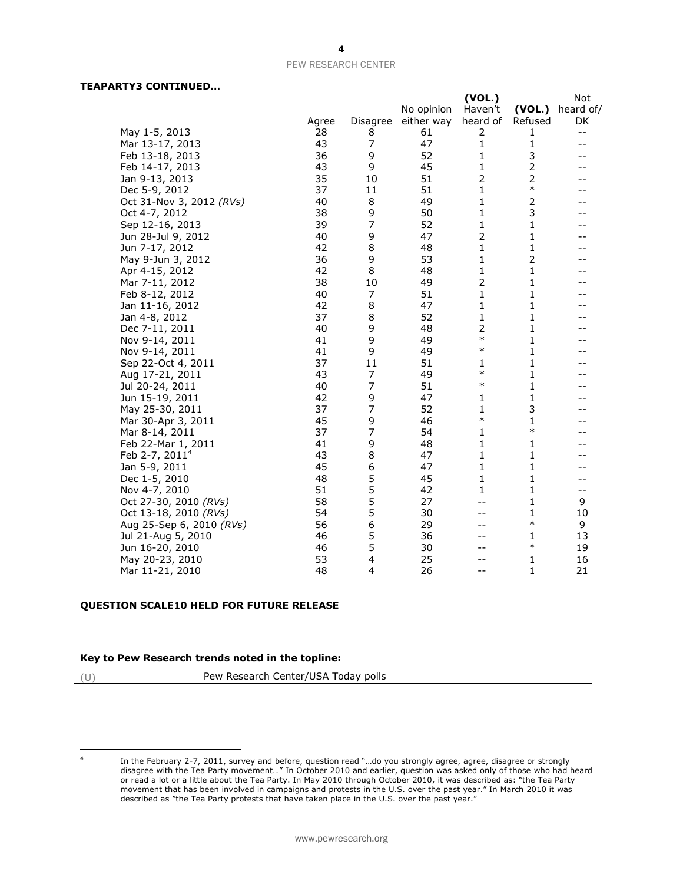**TEAPARTY3 CONTINUED…**

| | Agree | Disagree | No opinion either way | (VOL.) Haven't heard of | (VOL.) Refused | Not heard of/ DK |
|---|---|---|---|---|---|---|
| May 1-5, 2013 | 28 | 8 | 61 | 2 | 1 | -- |
| Mar 13-17, 2013 | 43 | 7 | 47 | 1 | 1 | -- |
| Feb 13-18, 2013 | 36 | 9 | 52 | 1 | 3 | -- |
| Feb 14-17, 2013 | 43 | 9 | 45 | 1 | 2 | -- |
| Jan 9-13, 2013 | 35 | 10 | 51 | 2 | 2 | -- |
| Dec 5-9, 2012 | 37 | 11 | 51 | 1 | * | -- |
| Oct 31-Nov 3, 2012 *(RVs)* | 40 | 8 | 49 | 1 | 2 | -- |
| Oct 4-7, 2012 | 38 | 9 | 50 | 1 | 3 | -- |
| Sep 12-16, 2013 | 39 | 7 | 52 | 1 | 1 | -- |
| Jun 28-Jul 9, 2012 | 40 | 9 | 47 | 2 | 1 | -- |
| Jun 7-17, 2012 | 42 | 8 | 48 | 1 | 1 | -- |
| May 9-Jun 3, 2012 | 36 | 9 | 53 | 1 | 2 | -- |
| Apr 4-15, 2012 | 42 | 8 | 48 | 1 | 1 | -- |
| Mar 7-11, 2012 | 38 | 10 | 49 | 2 | 1 | -- |
| Feb 8-12, 2012 | 40 | 7 | 51 | 1 | 1 | -- |
| Jan 11-16, 2012 | 42 | 8 | 47 | 1 | 1 | -- |
| Jan 4-8, 2012 | 37 | 8 | 52 | 1 | 1 | -- |
| Dec 7-11, 2011 | 40 | 9 | 48 | 2 | 1 | -- |
| Nov 9-14, 2011 | 41 | 9 | 49 | * | 1 | -- |
| Nov 9-14, 2011 | 41 | 9 | 49 | * | 1 | -- |
| Sep 22-Oct 4, 2011 | 37 | 11 | 51 | 1 | 1 | -- |
| Aug 17-21, 2011 | 43 | 7 | 49 | * | 1 | -- |
| Jul 20-24, 2011 | 40 | 7 | 51 | * | 1 | -- |
| Jun 15-19, 2011 | 42 | 9 | 47 | 1 | 1 | -- |
| May 25-30, 2011 | 37 | 7 | 52 | 1 | 3 | -- |
| Mar 30-Apr 3, 2011 | 45 | 9 | 46 | * | 1 | -- |
| Mar 8-14, 2011 | 37 | 7 | 54 | 1 | * | -- |
| Feb 22-Mar 1, 2011 | 41 | 9 | 48 | 1 | 1 | -- |
| Feb 2-7, 2011[4] | 43 | 8 | 47 | 1 | 1 | -- |
| Jan 5-9, 2011 | 45 | 6 | 47 | 1 | 1 | -- |
| Dec 1-5, 2010 | 48 | 5 | 45 | 1 | 1 | -- |
| Nov 4-7, 2010 | 51 | 5 | 42 | 1 | 1 | -- |
| Oct 27-30, 2010 *(RVs)* | 58 | 5 | 27 | -- | 1 | 9 |
| Oct 13-18, 2010 *(RVs)* | 54 | 5 | 30 | -- | 1 | 10 |
| Aug 25-Sep 6, 2010 *(RVs)* | 56 | 6 | 29 | -- | * | 9 |
| Jul 21-Aug 5, 2010 | 46 | 5 | 36 | -- | 1 | 13 |
| Jun 16-20, 2010 | 46 | 5 | 30 | -- | * | 19 |
| May 20-23, 2010 | 53 | 4 | 25 | -- | 1 | 16 |
| Mar 11-21, 2010 | 48 | 4 | 26 | -- | 1 | 21 |

**QUESTION SCALE10 HELD FOR FUTURE RELEASE**

**Key to Pew Research trends noted in the topline:**

(U) Pew Research Center/USA Today polls

[4] In the February 2-7, 2011, survey and before, question read "…do you strongly agree, agree, disagree or strongly disagree with the Tea Party movement…" In October 2010 and earlier, question was asked only of those who had heard or read a lot or a little about the Tea Party. In May 2010 through October 2010, it was described as: "the Tea Party movement that has been involved in campaigns and protests in the U.S. over the past year." In March 2010 it was described as "the Tea Party protests that have taken place in the U.S. over the past year."